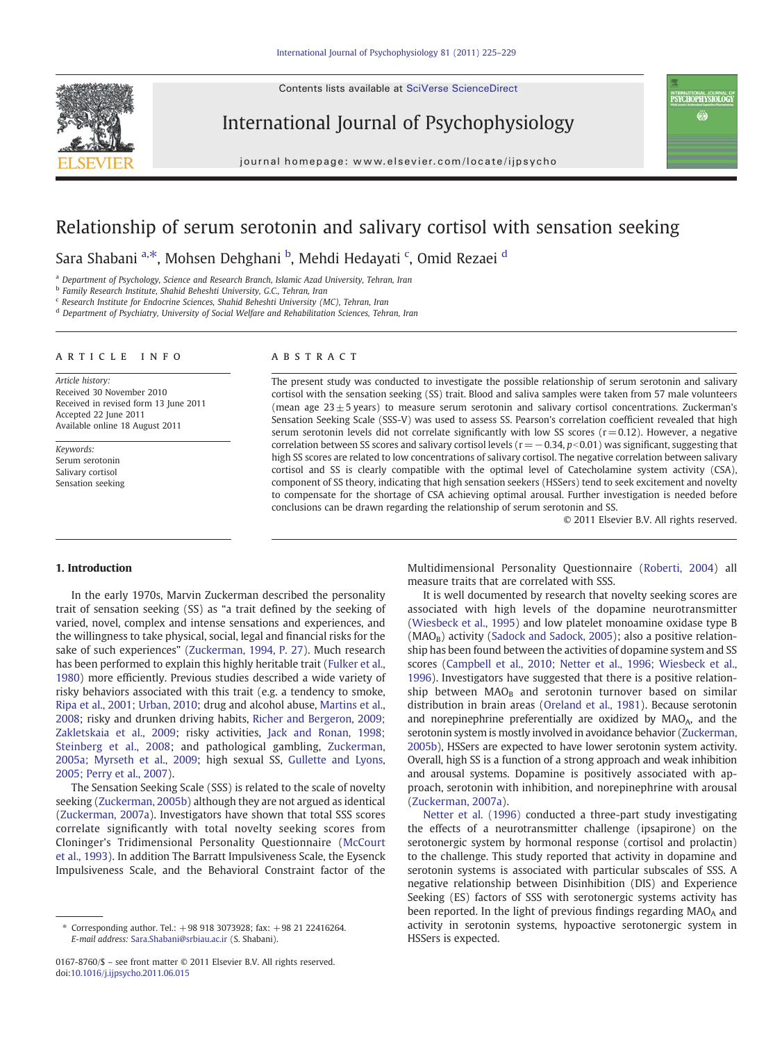# Relationship of serum serotonin and salivary cortisol with sensation seeking

Sara Shabani [a,*], Mohsen Dehghani [b], Mehdi Hedayati [c], Omid Rezaei [d]

[a] Department of Psychology, Science and Research Branch, Islamic Azad University, Tehran, Iran
[b] Family Research Institute, Shahid Beheshti University, G.C., Tehran, Iran
[c] Research Institute for Endocrine Sciences, Shahid Beheshti University (MC), Tehran, Iran
[d] Department of Psychiatry, University of Social Welfare and Rehabilitation Sciences, Tehran, Iran

## ARTICLE INFO

*Article history:*
Received 30 November 2010
Received in revised form 13 June 2011
Accepted 22 June 2011
Available online 18 August 2011

*Keywords:*
Serum serotonin
Salivary cortisol
Sensation seeking

## ABSTRACT

The present study was conducted to investigate the possible relationship of serum serotonin and salivary cortisol with the sensation seeking (SS) trait. Blood and saliva samples were taken from 57 male volunteers (mean age $23 \pm 5$ years) to measure serum serotonin and salivary cortisol concentrations. Zuckerman's Sensation Seeking Scale (SSS-V) was used to assess SS. Pearson's correlation coefficient revealed that high serum serotonin levels did not correlate significantly with low SS scores ($r = 0.12$). However, a negative correlation between SS scores and salivary cortisol levels ($r = -0.34$, $p < 0.01$) was significant, suggesting that high SS scores are related to low concentrations of salivary cortisol. The negative correlation between salivary cortisol and SS is clearly compatible with the optimal level of Catecholamine system activity (CSA), component of SS theory, indicating that high sensation seekers (HSSers) tend to seek excitement and novelty to compensate for the shortage of CSA achieving optimal arousal. Further investigation is needed before conclusions can be drawn regarding the relationship of serum serotonin and SS.

© 2011 Elsevier B.V. All rights reserved.

## 1. Introduction

In the early 1970s, Marvin Zuckerman described the personality trait of sensation seeking (SS) as "a trait defined by the seeking of varied, novel, complex and intense sensations and experiences, and the willingness to take physical, social, legal and financial risks for the sake of such experiences" (Zuckerman, 1994, P. 27). Much research has been performed to explain this highly heritable trait (Fulker et al., 1980) more efficiently. Previous studies described a wide variety of risky behaviors associated with this trait (e.g. a tendency to smoke, Ripa et al., 2001; Urban, 2010; drug and alcohol abuse, Martins et al., 2008; risky and drunken driving habits, Richer and Bergeron, 2009; Zakletskaia et al., 2009; risky activities, Jack and Ronan, 1998; Steinberg et al., 2008; and pathological gambling, Zuckerman, 2005a; Myrseth et al., 2009; high sexual SS, Gullette and Lyons, 2005; Perry et al., 2007).

The Sensation Seeking Scale (SSS) is related to the scale of novelty seeking (Zuckerman, 2005b) although they are not argued as identical (Zuckerman, 2007a). Investigators have shown that total SSS scores correlate significantly with total novelty seeking scores from Cloninger's Tridimensional Personality Questionnaire (McCourt et al., 1993). In addition The Barratt Impulsiveness Scale, the Eysenck Impulsiveness Scale, and the Behavioral Constraint factor of the Multidimensional Personality Questionnaire (Roberti, 2004) all measure traits that are correlated with SSS.

It is well documented by research that novelty seeking scores are associated with high levels of the dopamine neurotransmitter (Wiesbeck et al., 1995) and low platelet monoamine oxidase type B ($MAO_B$) activity (Sadock and Sadock, 2005); also a positive relationship has been found between the activities of dopamine system and SS scores (Campbell et al., 2010; Netter et al., 1996; Wiesbeck et al., 1996). Investigators have suggested that there is a positive relationship between $MAO_B$ and serotonin turnover based on similar distribution in brain areas (Oreland et al., 1981). Because serotonin and norepinephrine preferentially are oxidized by $MAO_A$, and the serotonin system is mostly involved in avoidance behavior (Zuckerman, 2005b), HSSers are expected to have lower serotonin system activity. Overall, high SS is a function of a strong approach and weak inhibition and arousal systems. Dopamine is positively associated with approach, serotonin with inhibition, and norepinephrine with arousal (Zuckerman, 2007a).

Netter et al. (1996) conducted a three-part study investigating the effects of a neurotransmitter challenge (ipsapirone) on the serotonergic system by hormonal response (cortisol and prolactin) to the challenge. This study reported that activity in dopamine and serotonin systems is associated with particular subscales of SSS. A negative relationship between Disinhibition (DIS) and Experience Seeking (ES) factors of SSS with serotonergic systems activity has been reported. In the light of previous findings regarding $MAO_A$ and activity in serotonin systems, hypoactive serotonergic system in HSSers is expected.

* Corresponding author. Tel.: +98 918 3073928; fax: +98 21 22416264.
*E-mail address:* Sara.Shabani@srbiau.ac.ir (S. Shabani).

0167-8760/$ – see front matter © 2011 Elsevier B.V. All rights reserved.
doi:10.1016/j.ijpsycho.2011.06.015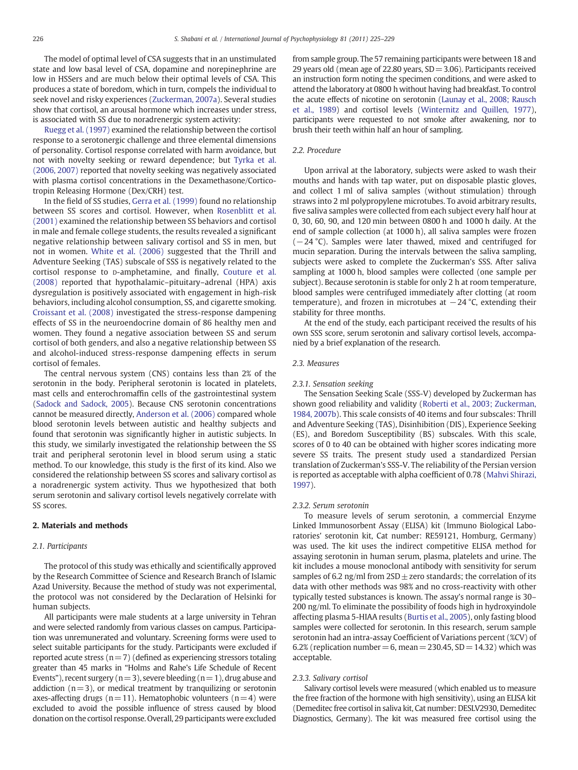The model of optimal level of CSA suggests that in an unstimulated state and low basal level of CSA, dopamine and norepinephrine are low in HSSers and are much below their optimal levels of CSA. This produces a state of boredom, which in turn, compels the individual to seek novel and risky experiences (Zuckerman, 2007a). Several studies show that cortisol, an arousal hormone which increases under stress, is associated with SS due to noradrenergic system activity:

Ruegg et al. (1997) examined the relationship between the cortisol response to a serotonergic challenge and three elemental dimensions of personality. Cortisol response correlated with harm avoidance, but not with novelty seeking or reward dependence; but Tyrka et al. (2006, 2007) reported that novelty seeking was negatively associated with plasma cortisol concentrations in the Dexamethasone/Corticotropin Releasing Hormone (Dex/CRH) test.

In the field of SS studies, Gerra et al. (1999) found no relationship between SS scores and cortisol. However, when Rosenblitt et al. (2001) examined the relationship between SS behaviors and cortisol in male and female college students, the results revealed a significant negative relationship between salivary cortisol and SS in men, but not in women. White et al. (2006) suggested that the Thrill and Adventure Seeking (TAS) subscale of SSS is negatively related to the cortisol response to D-amphetamine, and finally, Couture et al. (2008) reported that hypothalamic–pituitary–adrenal (HPA) axis dysregulation is positively associated with engagement in high-risk behaviors, including alcohol consumption, SS, and cigarette smoking. Croissant et al. (2008) investigated the stress-response dampening effects of SS in the neuroendocrine domain of 86 healthy men and women. They found a negative association between SS and serum cortisol of both genders, and also a negative relationship between SS and alcohol-induced stress-response dampening effects in serum cortisol of females.

The central nervous system (CNS) contains less than 2% of the serotonin in the body. Peripheral serotonin is located in platelets, mast cells and enterochromaffin cells of the gastrointestinal system (Sadock and Sadock, 2005). Because CNS serotonin concentrations cannot be measured directly, Anderson et al. (2006) compared whole blood serotonin levels between autistic and healthy subjects and found that serotonin was significantly higher in autistic subjects. In this study, we similarly investigated the relationship between the SS trait and peripheral serotonin level in blood serum using a static method. To our knowledge, this study is the first of its kind. Also we considered the relationship between SS scores and salivary cortisol as a noradrenergic system activity. Thus we hypothesized that both serum serotonin and salivary cortisol levels negatively correlate with SS scores.

## 2. Materials and methods

### 2.1. Participants

The protocol of this study was ethically and scientifically approved by the Research Committee of Science and Research Branch of Islamic Azad University. Because the method of study was not experimental, the protocol was not considered by the Declaration of Helsinki for human subjects.

All participants were male students at a large university in Tehran and were selected randomly from various classes on campus. Participation was unremunerated and voluntary. Screening forms were used to select suitable participants for the study. Participants were excluded if reported acute stress ($n = 7$) (defined as experiencing stressors totaling greater than 45 marks in "Holms and Rahe's Life Schedule of Recent Events"), recent surgery ($n = 3$), severe bleeding ($n = 1$), drug abuse and addiction ($n = 3$), or medical treatment by tranquilizing or serotonin axes-affecting drugs ($n = 11$). Hematophobic volunteers ($n = 4$) were excluded to avoid the possible influence of stress caused by blood donation on the cortisol response. Overall, 29 participants were excluded from sample group. The 57 remaining participants were between 18 and 29 years old (mean age of 22.80 years, $SD = 3.06$). Participants received an instruction form noting the specimen conditions, and were asked to attend the laboratory at 0800 h without having had breakfast. To control the acute effects of nicotine on serotonin (Launay et al., 2008; Rausch et al., 1989) and cortisol levels (Winternitz and Quillen, 1977), participants were requested to not smoke after awakening, nor to brush their teeth within half an hour of sampling.

### 2.2. Procedure

Upon arrival at the laboratory, subjects were asked to wash their mouths and hands with tap water, put on disposable plastic gloves, and collect 1 ml of saliva samples (without stimulation) through straws into 2 ml polypropylene microtubes. To avoid arbitrary results, five saliva samples were collected from each subject every half hour at 0, 30, 60, 90, and 120 min between 0800 h and 1000 h daily. At the end of sample collection (at 1000 h), all saliva samples were frozen (−24 °C). Samples were later thawed, mixed and centrifuged for mucin separation. During the intervals between the saliva sampling, subjects were asked to complete the Zuckerman's SSS. After saliva sampling at 1000 h, blood samples were collected (one sample per subject). Because serotonin is stable for only 2 h at room temperature, blood samples were centrifuged immediately after clotting (at room temperature), and frozen in microtubes at −24 °C, extending their stability for three months.

At the end of the study, each participant received the results of his own SSS score, serum serotonin and salivary cortisol levels, accompanied by a brief explanation of the research.

### 2.3. Measures

#### 2.3.1. Sensation seeking

The Sensation Seeking Scale (SSS-V) developed by Zuckerman has shown good reliability and validity (Roberti et al., 2003; Zuckerman, 1984, 2007b). This scale consists of 40 items and four subscales: Thrill and Adventure Seeking (TAS), Disinhibition (DIS), Experience Seeking (ES), and Boredom Susceptibility (BS) subscales. With this scale, scores of 0 to 40 can be obtained with higher scores indicating more severe SS traits. The present study used a standardized Persian translation of Zuckerman's SSS-V. The reliability of the Persian version is reported as acceptable with alpha coefficient of 0.78 (Mahvi Shirazi, 1997).

#### 2.3.2. Serum serotonin

To measure levels of serum serotonin, a commercial Enzyme Linked Immunosorbent Assay (ELISA) kit (Immuno Biological Laboratories' serotonin kit, Cat number: RE59121, Homburg, Germany) was used. The kit uses the indirect competitive ELISA method for assaying serotonin in human serum, plasma, platelets and urine. The kit includes a mouse monoclonal antibody with sensitivity for serum samples of 6.2 ng/ml from 2SD ± zero standards; the correlation of its data with other methods was 98% and no cross-reactivity with other typically tested substances is known. The assay's normal range is 30–200 ng/ml. To eliminate the possibility of foods high in hydroxyindole affecting plasma 5-HIAA results (Burtis et al., 2005), only fasting blood samples were collected for serotonin. In this research, serum sample serotonin had an intra-assay Coefficient of Variations percent (%CV) of 6.2% (replication number = 6, mean = 230.45, SD = 14.32) which was acceptable.

#### 2.3.3. Salivary cortisol

Salivary cortisol levels were measured (which enabled us to measure the free fraction of the hormone with high sensitivity), using an ELISA kit (Demeditec free cortisol in saliva kit, Cat number: DESLV2930, Demeditec Diagnostics, Germany). The kit was measured free cortisol using the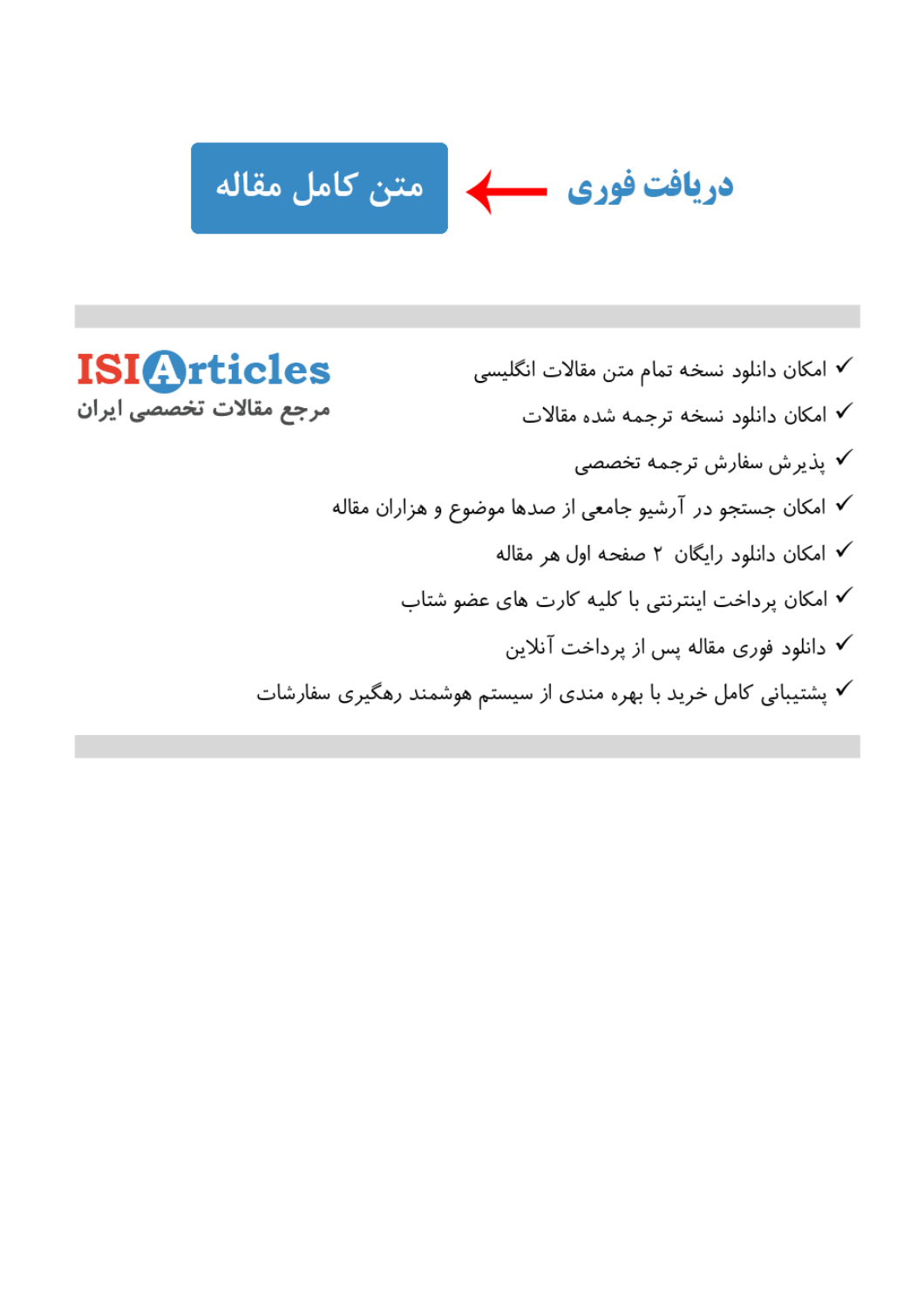متن کامل مقاله ← دریافت فوری

**ISIArticles**
مرجع مقالات تخصصی ایران

- ✓ امکان دانلود نسخه تمام متن مقالات انگلیسی
- ✓ امکان دانلود نسخه ترجمه شده مقالات
- ✓ پذیرش سفارش ترجمه تخصصی
- ✓ امکان جستجو در آرشیو جامعی از صدها موضوع و هزاران مقاله
- ✓ امکان دانلود رایگان ۲ صفحه اول هر مقاله
- ✓ امکان پرداخت اینترنتی با کلیه کارت های عضو شتاب
- ✓ دانلود فوری مقاله پس از پرداخت آنلاین
- ✓ پشتیبانی کامل خرید با بهره مندی از سیستم هوشمند رهگیری سفارشات